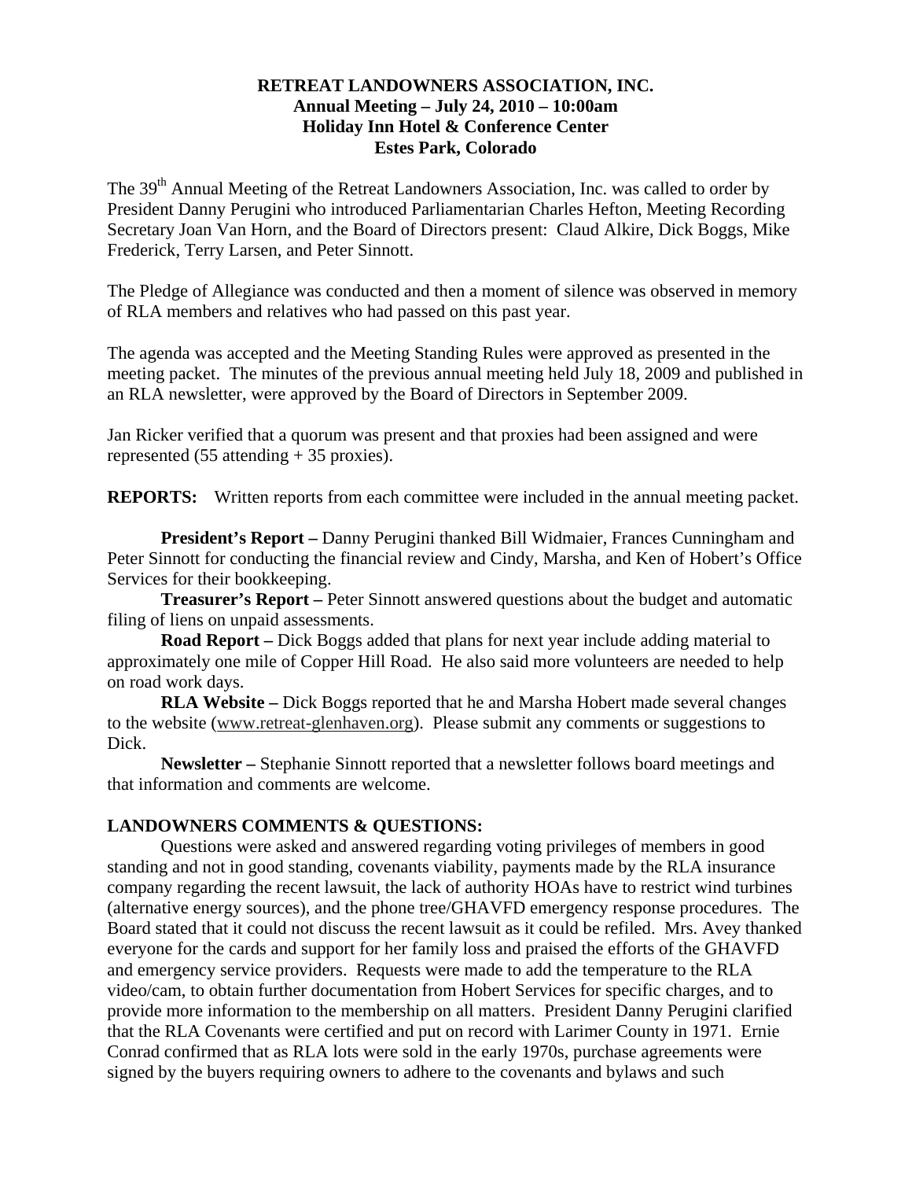**RETREAT LANDOWNERS ASSOCIATION, INC.**
**Annual Meeting – July 24, 2010 – 10:00am**
**Holiday Inn Hotel & Conference Center**
**Estes Park, Colorado**

The 39th Annual Meeting of the Retreat Landowners Association, Inc. was called to order by President Danny Perugini who introduced Parliamentarian Charles Hefton, Meeting Recording Secretary Joan Van Horn, and the Board of Directors present: Claud Alkire, Dick Boggs, Mike Frederick, Terry Larsen, and Peter Sinnott.

The Pledge of Allegiance was conducted and then a moment of silence was observed in memory of RLA members and relatives who had passed on this past year.

The agenda was accepted and the Meeting Standing Rules were approved as presented in the meeting packet. The minutes of the previous annual meeting held July 18, 2009 and published in an RLA newsletter, were approved by the Board of Directors in September 2009.

Jan Ricker verified that a quorum was present and that proxies had been assigned and were represented (55 attending + 35 proxies).

**REPORTS:** Written reports from each committee were included in the annual meeting packet.

**President's Report –** Danny Perugini thanked Bill Widmaier, Frances Cunningham and Peter Sinnott for conducting the financial review and Cindy, Marsha, and Ken of Hobert's Office Services for their bookkeeping.

**Treasurer's Report –** Peter Sinnott answered questions about the budget and automatic filing of liens on unpaid assessments.

**Road Report –** Dick Boggs added that plans for next year include adding material to approximately one mile of Copper Hill Road. He also said more volunteers are needed to help on road work days.

**RLA Website –** Dick Boggs reported that he and Marsha Hobert made several changes to the website (www.retreat-glenhaven.org). Please submit any comments or suggestions to Dick.

**Newsletter –** Stephanie Sinnott reported that a newsletter follows board meetings and that information and comments are welcome.

**LANDOWNERS COMMENTS & QUESTIONS:**

Questions were asked and answered regarding voting privileges of members in good standing and not in good standing, covenants viability, payments made by the RLA insurance company regarding the recent lawsuit, the lack of authority HOAs have to restrict wind turbines (alternative energy sources), and the phone tree/GHAVFD emergency response procedures. The Board stated that it could not discuss the recent lawsuit as it could be refiled. Mrs. Avey thanked everyone for the cards and support for her family loss and praised the efforts of the GHAVFD and emergency service providers. Requests were made to add the temperature to the RLA video/cam, to obtain further documentation from Hobert Services for specific charges, and to provide more information to the membership on all matters. President Danny Perugini clarified that the RLA Covenants were certified and put on record with Larimer County in 1971. Ernie Conrad confirmed that as RLA lots were sold in the early 1970s, purchase agreements were signed by the buyers requiring owners to adhere to the covenants and bylaws and such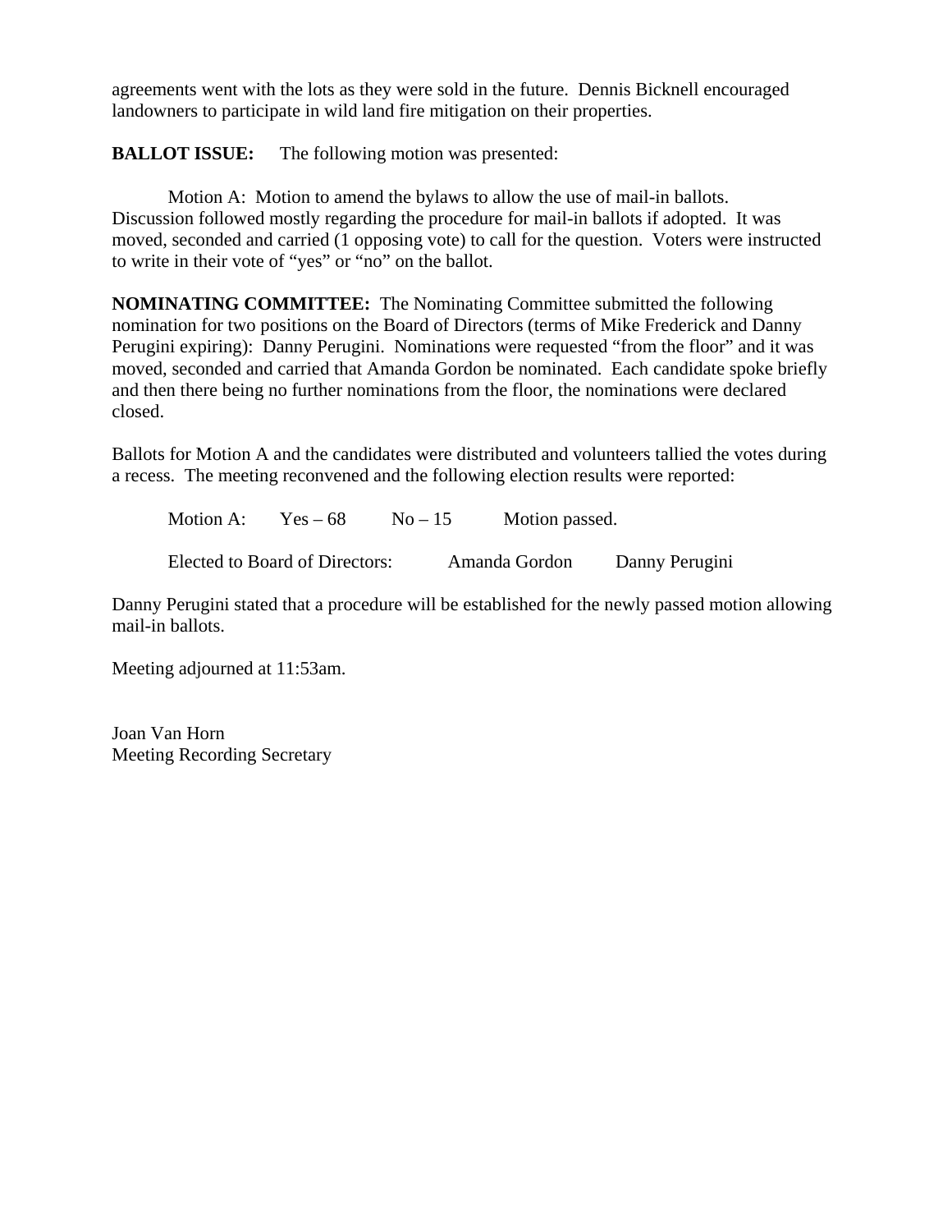agreements went with the lots as they were sold in the future. Dennis Bicknell encouraged landowners to participate in wild land fire mitigation on their properties.

**BALLOT ISSUE:** The following motion was presented:

Motion A: Motion to amend the bylaws to allow the use of mail-in ballots. Discussion followed mostly regarding the procedure for mail-in ballots if adopted. It was moved, seconded and carried (1 opposing vote) to call for the question. Voters were instructed to write in their vote of “yes” or “no” on the ballot.

**NOMINATING COMMITTEE:** The Nominating Committee submitted the following nomination for two positions on the Board of Directors (terms of Mike Frederick and Danny Perugini expiring): Danny Perugini. Nominations were requested “from the floor” and it was moved, seconded and carried that Amanda Gordon be nominated. Each candidate spoke briefly and then there being no further nominations from the floor, the nominations were declared closed.

Ballots for Motion A and the candidates were distributed and volunteers tallied the votes during a recess. The meeting reconvened and the following election results were reported:

Motion A: Yes – 68 No – 15 Motion passed.

Elected to Board of Directors: Amanda Gordon Danny Perugini

Danny Perugini stated that a procedure will be established for the newly passed motion allowing mail-in ballots.

Meeting adjourned at 11:53am.

Joan Van Horn
Meeting Recording Secretary